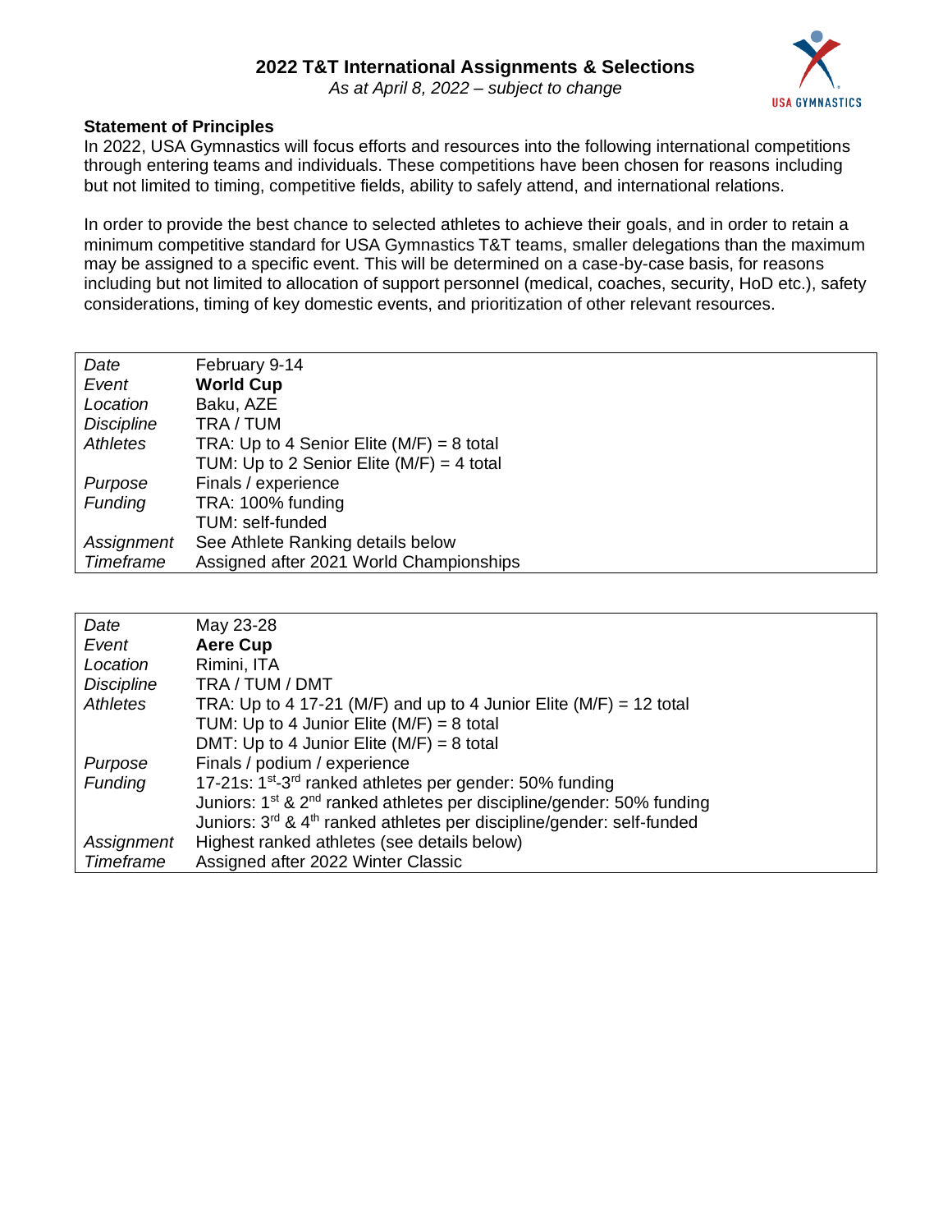# 2022 T&T International Assignments & Selections

*As at April 8, 2022 – subject to change*

**Statement of Principles**

In 2022, USA Gymnastics will focus efforts and resources into the following international competitions through entering teams and individuals. These competitions have been chosen for reasons including but not limited to timing, competitive fields, ability to safely attend, and international relations.

In order to provide the best chance to selected athletes to achieve their goals, and in order to retain a minimum competitive standard for USA Gymnastics T&T teams, smaller delegations than the maximum may be assigned to a specific event. This will be determined on a case-by-case basis, for reasons including but not limited to allocation of support personnel (medical, coaches, security, HoD etc.), safety considerations, timing of key domestic events, and prioritization of other relevant resources.

| | |
|---|---|
| *Date* | February 9-14 |
| *Event* | **World Cup** |
| *Location* | Baku, AZE |
| *Discipline* | TRA / TUM |
| *Athletes* | TRA: Up to 4 Senior Elite (M/F) = 8 total<br>TUM: Up to 2 Senior Elite (M/F) = 4 total |
| *Purpose* | Finals / experience |
| *Funding* | TRA: 100% funding<br>TUM: self-funded |
| *Assignment* | See Athlete Ranking details below |
| *Timeframe* | Assigned after 2021 World Championships |

| | |
|---|---|
| *Date* | May 23-28 |
| *Event* | **Aere Cup** |
| *Location* | Rimini, ITA |
| *Discipline* | TRA / TUM / DMT |
| *Athletes* | TRA: Up to 4 17-21 (M/F) and up to 4 Junior Elite (M/F) = 12 total<br>TUM: Up to 4 Junior Elite (M/F) = 8 total<br>DMT: Up to 4 Junior Elite (M/F) = 8 total |
| *Purpose* | Finals / podium / experience |
| *Funding* | 17-21s: 1st-3rd ranked athletes per gender: 50% funding<br>Juniors: 1st & 2nd ranked athletes per discipline/gender: 50% funding<br>Juniors: 3rd & 4th ranked athletes per discipline/gender: self-funded |
| *Assignment* | Highest ranked athletes (see details below) |
| *Timeframe* | Assigned after 2022 Winter Classic |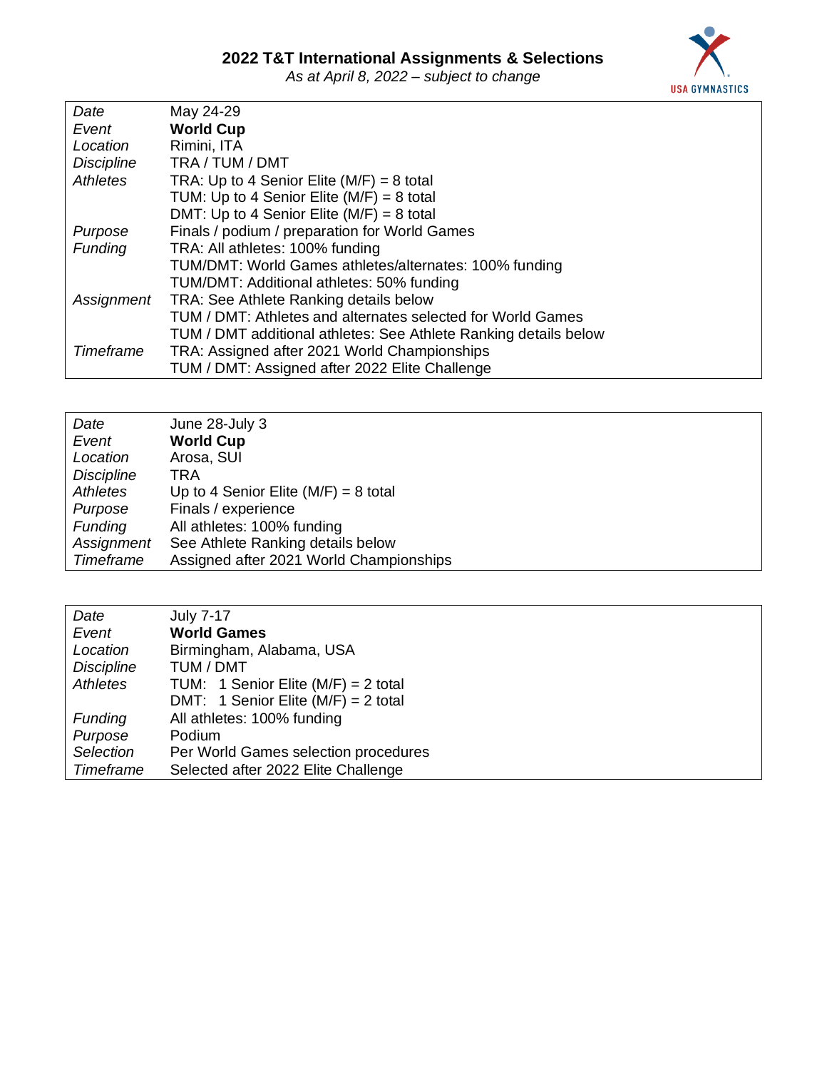## 2022 T&T International Assignments & Selections

*As at April 8, 2022 – subject to change*

| | |
|---|---|
| *Date* | May 24-29 |
| *Event* | **World Cup** |
| *Location* | Rimini, ITA |
| *Discipline* | TRA / TUM / DMT |
| *Athletes* | TRA: Up to 4 Senior Elite (M/F) = 8 total<br>TUM: Up to 4 Senior Elite (M/F) = 8 total<br>DMT: Up to 4 Senior Elite (M/F) = 8 total |
| *Purpose* | Finals / podium / preparation for World Games |
| *Funding* | TRA: All athletes: 100% funding<br>TUM/DMT: World Games athletes/alternates: 100% funding<br>TUM/DMT: Additional athletes: 50% funding |
| *Assignment* | TRA: See Athlete Ranking details below<br>TUM / DMT: Athletes and alternates selected for World Games<br>TUM / DMT additional athletes: See Athlete Ranking details below |
| *Timeframe* | TRA: Assigned after 2021 World Championships<br>TUM / DMT: Assigned after 2022 Elite Challenge |

| | |
|---|---|
| *Date* | June 28-July 3 |
| *Event* | **World Cup** |
| *Location* | Arosa, SUI |
| *Discipline* | TRA |
| *Athletes* | Up to 4 Senior Elite (M/F) = 8 total |
| *Purpose* | Finals / experience |
| *Funding* | All athletes: 100% funding |
| *Assignment* | See Athlete Ranking details below |
| *Timeframe* | Assigned after 2021 World Championships |

| | |
|---|---|
| *Date* | July 7-17 |
| *Event* | **World Games** |
| *Location* | Birmingham, Alabama, USA |
| *Discipline* | TUM / DMT |
| *Athletes* | TUM: 1 Senior Elite (M/F) = 2 total<br>DMT: 1 Senior Elite (M/F) = 2 total |
| *Funding* | All athletes: 100% funding |
| *Purpose* | Podium |
| *Selection* | Per World Games selection procedures |
| *Timeframe* | Selected after 2022 Elite Challenge |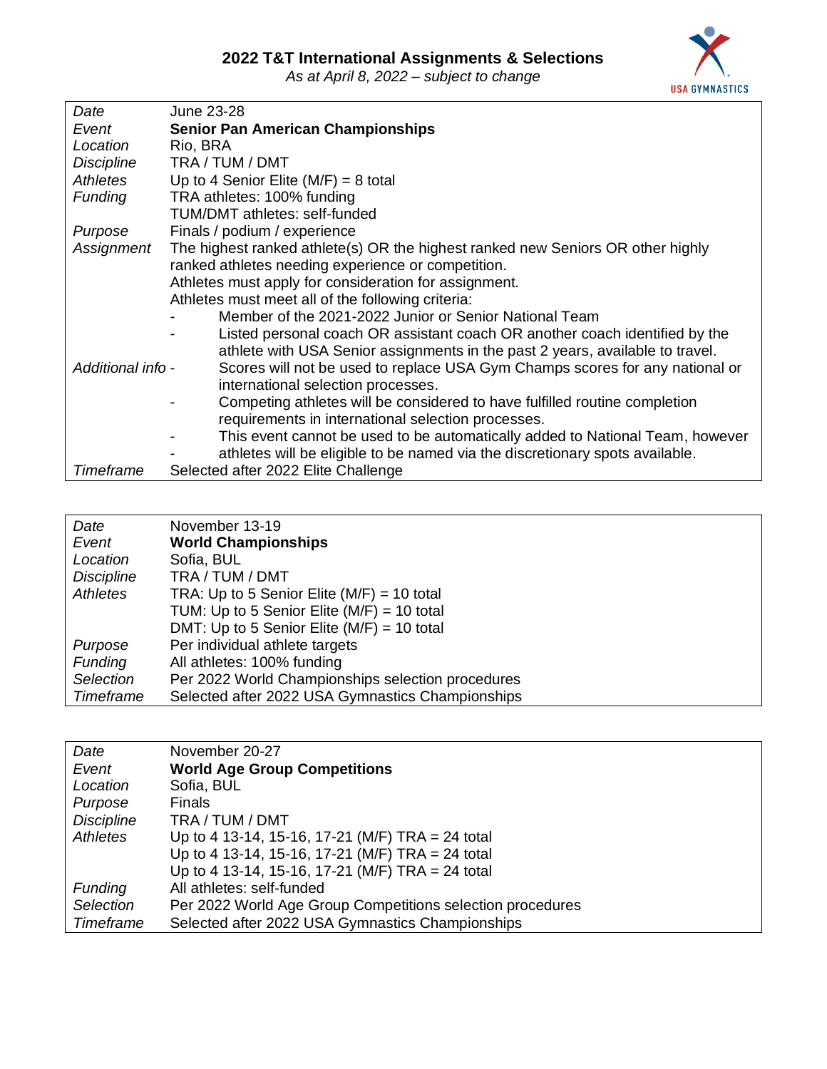## 2022 T&T International Assignments & Selections

*As at April 8, 2022 – subject to change*

| | |
|---|---|
| *Date* | June 23-28 |
| *Event* | **Senior Pan American Championships** |
| *Location* | Rio, BRA |
| *Discipline* | TRA / TUM / DMT |
| *Athletes* | Up to 4 Senior Elite (M/F) = 8 total |
| *Funding* | TRA athletes: 100% funding<br>TUM/DMT athletes: self-funded |
| *Purpose* | Finals / podium / experience |
| *Assignment* | The highest ranked athlete(s) OR the highest ranked new Seniors OR other highly ranked athletes needing experience or competition.<br>Athletes must apply for consideration for assignment.<br>Athletes must meet all of the following criteria:<br>- Member of the 2021-2022 Junior or Senior National Team<br>- Listed personal coach OR assistant coach OR another coach identified by the athlete with USA Senior assignments in the past 2 years, available to travel. |
| *Additional info* | - Scores will not be used to replace USA Gym Champs scores for any national or international selection processes.<br>- Competing athletes will be considered to have fulfilled routine completion requirements in international selection processes.<br>- This event cannot be used to be automatically added to National Team, however<br>- athletes will be eligible to be named via the discretionary spots available. |
| *Timeframe* | Selected after 2022 Elite Challenge |

| | |
|---|---|
| *Date* | November 13-19 |
| *Event* | **World Championships** |
| *Location* | Sofia, BUL |
| *Discipline* | TRA / TUM / DMT |
| *Athletes* | TRA: Up to 5 Senior Elite (M/F) = 10 total<br>TUM: Up to 5 Senior Elite (M/F) = 10 total<br>DMT: Up to 5 Senior Elite (M/F) = 10 total |
| *Purpose* | Per individual athlete targets |
| *Funding* | All athletes: 100% funding |
| *Selection* | Per 2022 World Championships selection procedures |
| *Timeframe* | Selected after 2022 USA Gymnastics Championships |

| | |
|---|---|
| *Date* | November 20-27 |
| *Event* | **World Age Group Competitions** |
| *Location* | Sofia, BUL |
| *Purpose* | Finals |
| *Discipline* | TRA / TUM / DMT |
| *Athletes* | Up to 4 13-14, 15-16, 17-21 (M/F) TRA = 24 total<br>Up to 4 13-14, 15-16, 17-21 (M/F) TRA = 24 total<br>Up to 4 13-14, 15-16, 17-21 (M/F) TRA = 24 total |
| *Funding* | All athletes: self-funded |
| *Selection* | Per 2022 World Age Group Competitions selection procedures |
| *Timeframe* | Selected after 2022 USA Gymnastics Championships |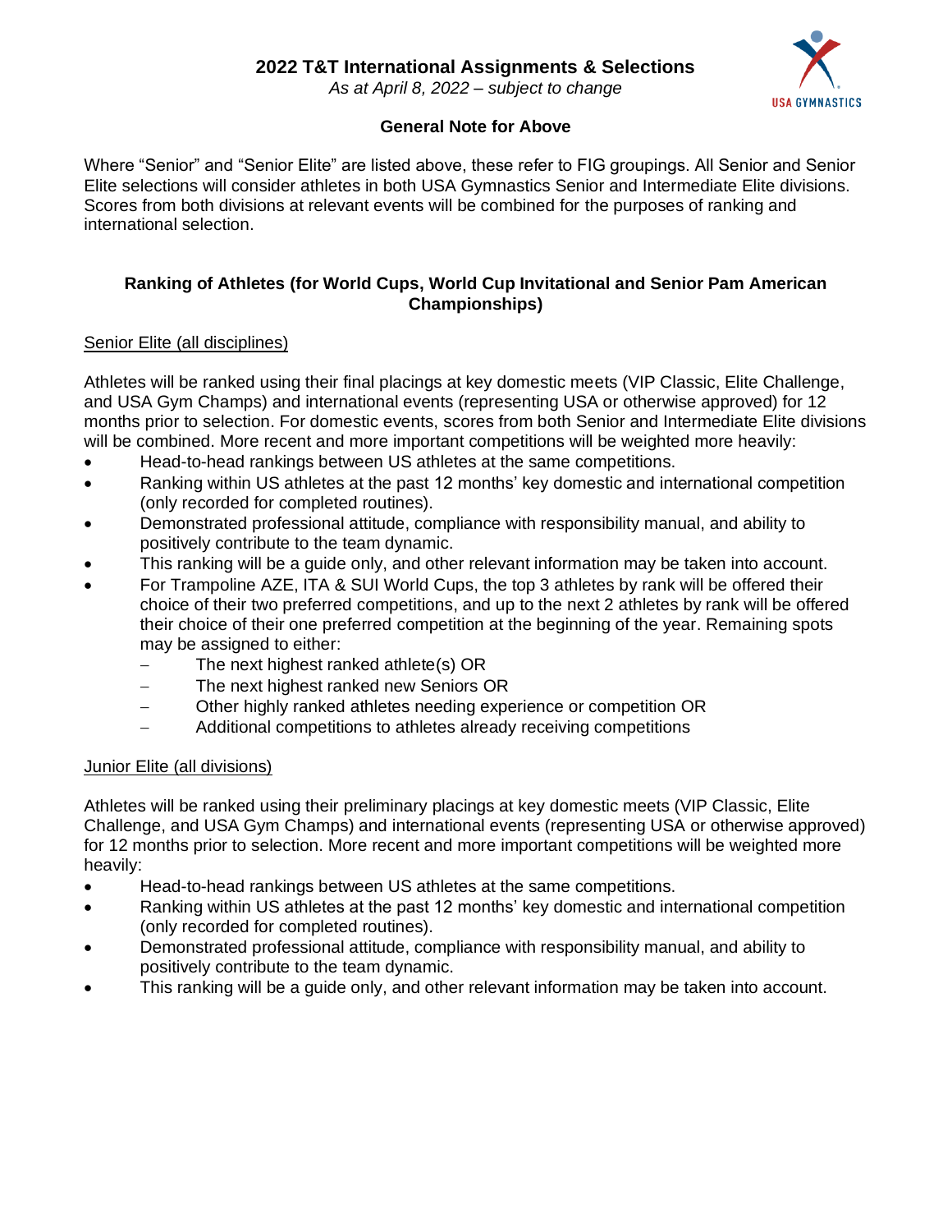# 2022 T&T International Assignments & Selections

*As at April 8, 2022 – subject to change*

### General Note for Above

Where "Senior" and "Senior Elite" are listed above, these refer to FIG groupings. All Senior and Senior Elite selections will consider athletes in both USA Gymnastics Senior and Intermediate Elite divisions. Scores from both divisions at relevant events will be combined for the purposes of ranking and international selection.

### Ranking of Athletes (for World Cups, World Cup Invitational and Senior Pam American Championships)

<u>Senior Elite (all disciplines)</u>

Athletes will be ranked using their final placings at key domestic meets (VIP Classic, Elite Challenge, and USA Gym Champs) and international events (representing USA or otherwise approved) for 12 months prior to selection. For domestic events, scores from both Senior and Intermediate Elite divisions will be combined. More recent and more important competitions will be weighted more heavily:

- Head-to-head rankings between US athletes at the same competitions.
- Ranking within US athletes at the past 12 months' key domestic and international competition (only recorded for completed routines).
- Demonstrated professional attitude, compliance with responsibility manual, and ability to positively contribute to the team dynamic.
- This ranking will be a guide only, and other relevant information may be taken into account.
- For Trampoline AZE, ITA & SUI World Cups, the top 3 athletes by rank will be offered their choice of their two preferred competitions, and up to the next 2 athletes by rank will be offered their choice of their one preferred competition at the beginning of the year. Remaining spots may be assigned to either:
  - The next highest ranked athlete(s) OR
  - The next highest ranked new Seniors OR
  - Other highly ranked athletes needing experience or competition OR
  - Additional competitions to athletes already receiving competitions

<u>Junior Elite (all divisions)</u>

Athletes will be ranked using their preliminary placings at key domestic meets (VIP Classic, Elite Challenge, and USA Gym Champs) and international events (representing USA or otherwise approved) for 12 months prior to selection. More recent and more important competitions will be weighted more heavily:

- Head-to-head rankings between US athletes at the same competitions.
- Ranking within US athletes at the past 12 months' key domestic and international competition (only recorded for completed routines).
- Demonstrated professional attitude, compliance with responsibility manual, and ability to positively contribute to the team dynamic.
- This ranking will be a guide only, and other relevant information may be taken into account.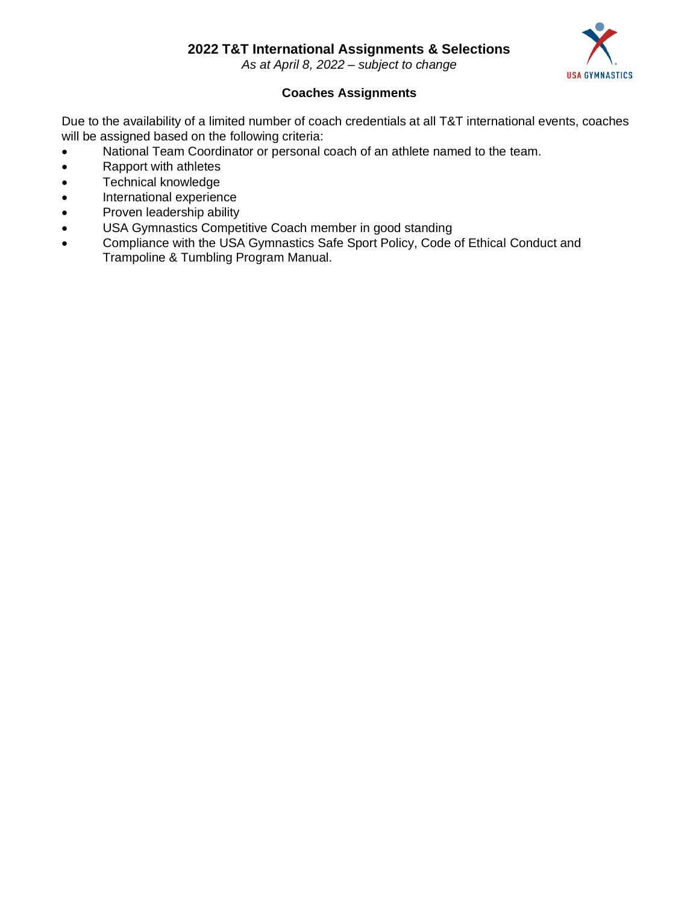## Coaches Assignments

Due to the availability of a limited number of coach credentials at all T&T international events, coaches will be assigned based on the following criteria:

- National Team Coordinator or personal coach of an athlete named to the team.
- Rapport with athletes
- Technical knowledge
- International experience
- Proven leadership ability
- USA Gymnastics Competitive Coach member in good standing
- Compliance with the USA Gymnastics Safe Sport Policy, Code of Ethical Conduct and Trampoline & Tumbling Program Manual.